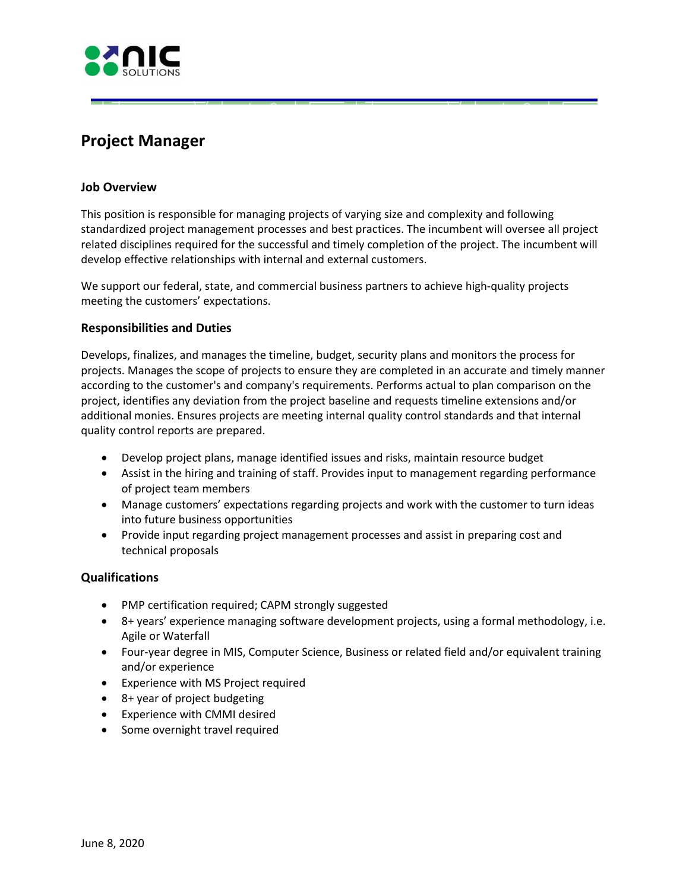# Project Manager

### Job Overview

This position is responsible for managing projects of varying size and complexity and following standardized project management processes and best practices. The incumbent will oversee all project related disciplines required for the successful and timely completion of the project. The incumbent will develop effective relationships with internal and external customers.

We support our federal, state, and commercial business partners to achieve high-quality projects meeting the customers' expectations.

### Responsibilities and Duties

Develops, finalizes, and manages the timeline, budget, security plans and monitors the process for projects. Manages the scope of projects to ensure they are completed in an accurate and timely manner according to the customer's and company's requirements. Performs actual to plan comparison on the project, identifies any deviation from the project baseline and requests timeline extensions and/or additional monies. Ensures projects are meeting internal quality control standards and that internal quality control reports are prepared.

- Develop project plans, manage identified issues and risks, maintain resource budget
- Assist in the hiring and training of staff. Provides input to management regarding performance of project team members
- Manage customers' expectations regarding projects and work with the customer to turn ideas into future business opportunities
- Provide input regarding project management processes and assist in preparing cost and technical proposals

### Qualifications

- PMP certification required; CAPM strongly suggested
- 8+ years' experience managing software development projects, using a formal methodology, i.e. Agile or Waterfall
- Four-year degree in MIS, Computer Science, Business or related field and/or equivalent training and/or experience
- Experience with MS Project required
- 8+ year of project budgeting
- Experience with CMMI desired
- Some overnight travel required

June 8, 2020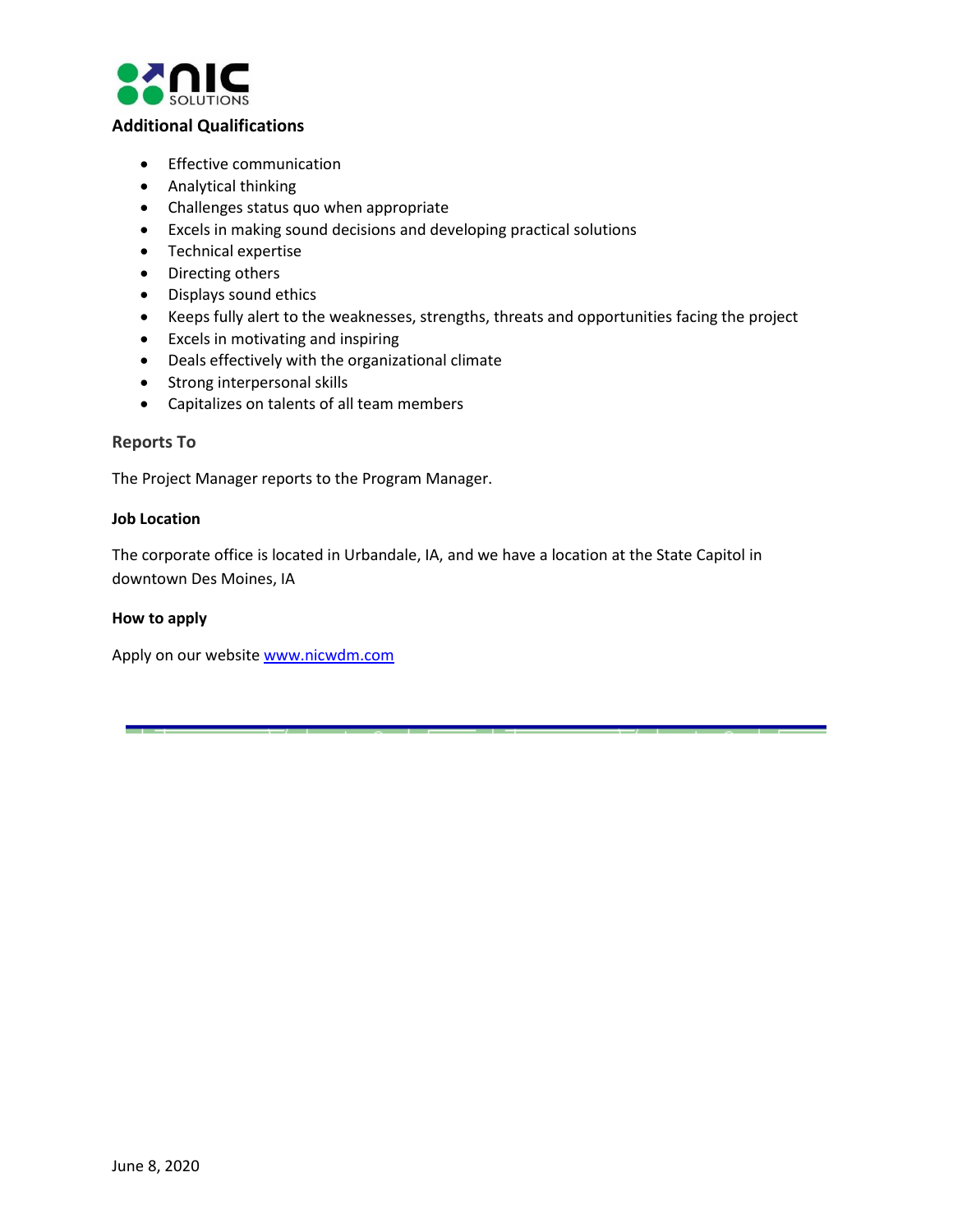## Additional Qualifications

- Effective communication
- Analytical thinking
- Challenges status quo when appropriate
- Excels in making sound decisions and developing practical solutions
- Technical expertise
- Directing others
- Displays sound ethics
- Keeps fully alert to the weaknesses, strengths, threats and opportunities facing the project
- Excels in motivating and inspiring
- Deals effectively with the organizational climate
- Strong interpersonal skills
- Capitalizes on talents of all team members

### Reports To

The Project Manager reports to the Program Manager.

**Job Location**

The corporate office is located in Urbandale, IA, and we have a location at the State Capitol in downtown Des Moines, IA

**How to apply**

Apply on our website [www.nicwdm.com](http://www.nicwdm.com)

June 8, 2020